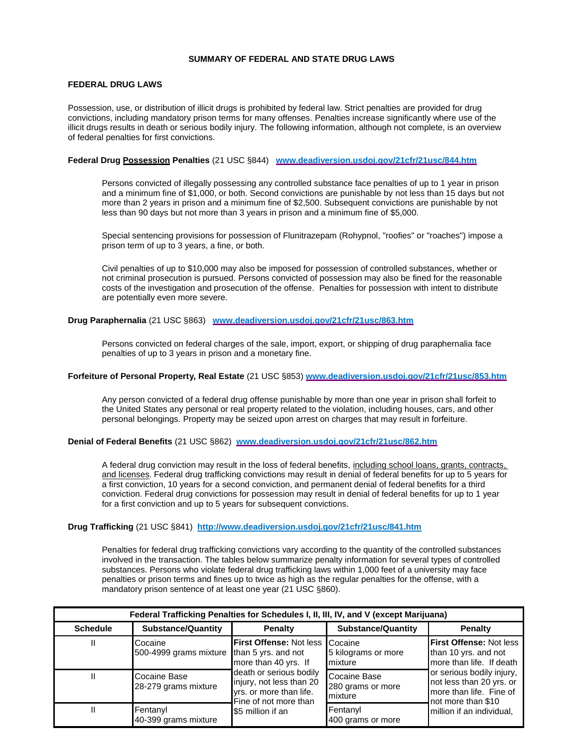# SUMMARY OF FEDERAL AND STATE DRUG LAWS

## FEDERAL DRUG LAWS

Possession, use, or distribution of illicit drugs is prohibited by federal law. Strict penalties are provided for drug convictions, including mandatory prison terms for many offenses. Penalties increase significantly where use of the illicit drugs results in death or serious bodily injury. The following information, although not complete, is an overview of federal penalties for first convictions.

**Federal Drug Possession Penalties** (21 USC §844) **www.deadiversion.usdoj.gov/21cfr/21usc/844.htm**

Persons convicted of illegally possessing any controlled substance face penalties of up to 1 year in prison and a minimum fine of $1,000, or both. Second convictions are punishable by not less than 15 days but not more than 2 years in prison and a minimum fine of $2,500. Subsequent convictions are punishable by not less than 90 days but not more than 3 years in prison and a minimum fine of $5,000.

Special sentencing provisions for possession of Flunitrazepam (Rohypnol, "roofies" or "roaches") impose a prison term of up to 3 years, a fine, or both.

Civil penalties of up to $10,000 may also be imposed for possession of controlled substances, whether or not criminal prosecution is pursued. Persons convicted of possession may also be fined for the reasonable costs of the investigation and prosecution of the offense. Penalties for possession with intent to distribute are potentially even more severe.

**Drug Paraphernalia** (21 USC §863) **www.deadiversion.usdoj.gov/21cfr/21usc/863.htm**

Persons convicted on federal charges of the sale, import, export, or shipping of drug paraphernalia face penalties of up to 3 years in prison and a monetary fine.

**Forfeiture of Personal Property, Real Estate** (21 USC §853) **www.deadiversion.usdoj.gov/21cfr/21usc/853.htm**

Any person convicted of a federal drug offense punishable by more than one year in prison shall forfeit to the United States any personal or real property related to the violation, including houses, cars, and other personal belongings. Property may be seized upon arrest on charges that may result in forfeiture.

**Denial of Federal Benefits** (21 USC §862) **www.deadiversion.usdoj.gov/21cfr/21usc/862.htm**

A federal drug conviction may result in the loss of federal benefits, including school loans, grants, contracts, and licenses. Federal drug trafficking convictions may result in denial of federal benefits for up to 5 years for a first conviction, 10 years for a second conviction, and permanent denial of federal benefits for a third conviction. Federal drug convictions for possession may result in denial of federal benefits for up to 1 year for a first conviction and up to 5 years for subsequent convictions.

**Drug Trafficking** (21 USC §841) **http://www.deadiversion.usdoj.gov/21cfr/21usc/841.htm**

Penalties for federal drug trafficking convictions vary according to the quantity of the controlled substances involved in the transaction. The tables below summarize penalty information for several types of controlled substances. Persons who violate federal drug trafficking laws within 1,000 feet of a university may face penalties or prison terms and fines up to twice as high as the regular penalties for the offense, with a mandatory prison sentence of at least one year (21 USC §860).

| Federal Trafficking Penalties for Schedules I, II, III, IV, and V (except Marijuana) | | | | |
|---|---|---|---|---|
| **Schedule** | **Substance/Quantity** | **Penalty** | **Substance/Quantity** | **Penalty** |
| II | Cocaine 500-4999 grams mixture | **First Offense:** Not less than 5 yrs. and not more than 40 yrs. If death or serious bodily injury, not less than 20 yrs. or more than life. Fine of not more than $5 million if an | Cocaine 5 kilograms or more mixture | **First Offense:** Not less than 10 yrs. and not more than life. If death or serious bodily injury, not less than 20 yrs. or more than life. Fine of not more than $10 million if an individual, |
| II | Cocaine Base 28-279 grams mixture | | Cocaine Base 280 grams or more mixture | |
| II | Fentanyl 40-399 grams mixture | | Fentanyl 400 grams or more | |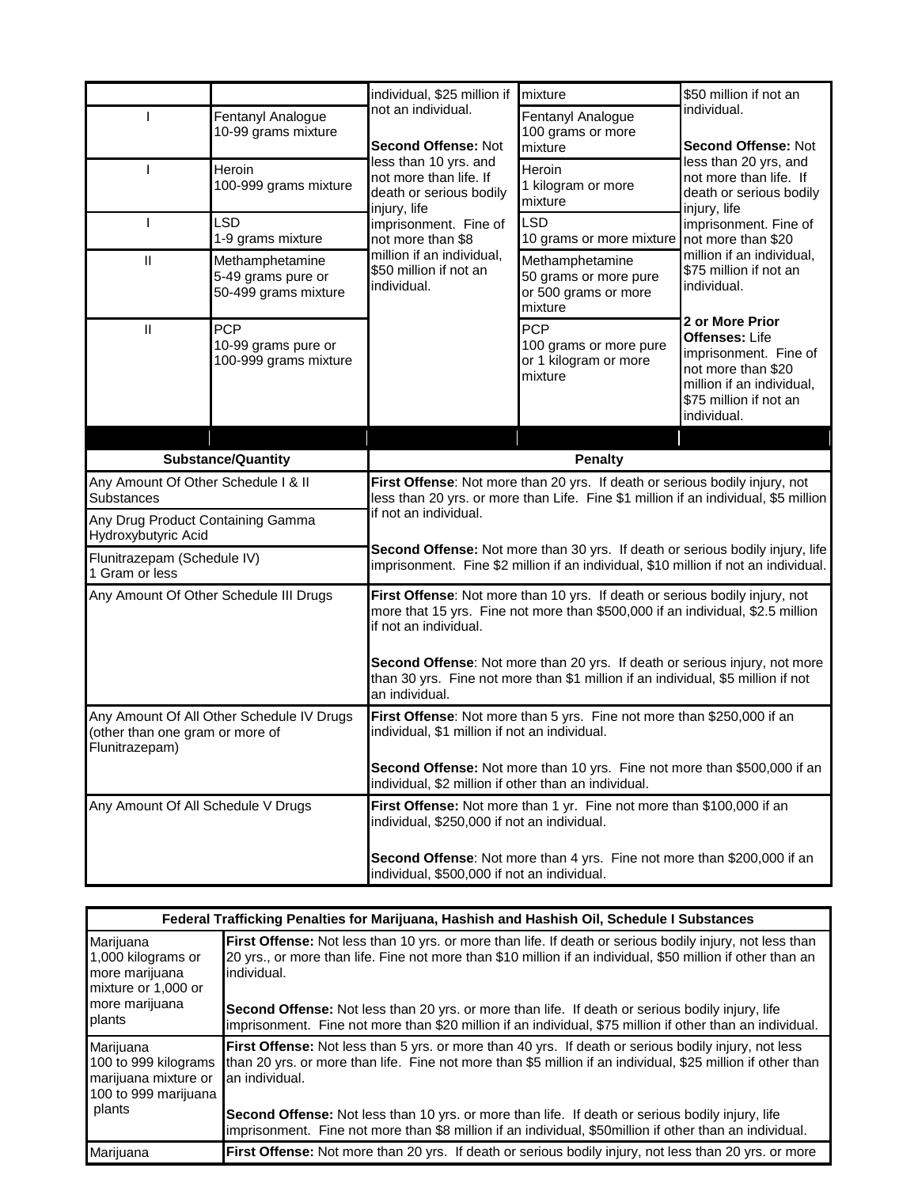| Schedule | Substance/Quantity | Penalty | Substance/Quantity | Penalty |
|---|---|---|---|---|
| | | individual, $25 million if not an individual.<br><br>**Second Offense:** Not less than 10 yrs. and not more than life. If death or serious bodily injury, life imprisonment. Fine of not more than $8 million if an individual, $50 million if not an individual. | mixture | $50 million if not an individual.<br><br>**Second Offense:** Not less than 20 yrs, and not more than life. If death or serious bodily injury, life imprisonment. Fine of not more than $20 million if an individual, $75 million if not an individual.<br><br>**2 or More Prior Offenses:** Life imprisonment. Fine of not more than $20 million if an individual, $75 million if not an individual. |
| I | Fentanyl Analogue 10-99 grams mixture | | Fentanyl Analogue 100 grams or more mixture | |
| I | Heroin 100-999 grams mixture | | Heroin 1 kilogram or more mixture | |
| I | LSD 1-9 grams mixture | | LSD 10 grams or more mixture | |
| II | Methamphetamine 5-49 grams pure or 50-499 grams mixture | | Methamphetamine 50 grams or more pure or 500 grams or more mixture | |
| II | PCP 10-99 grams pure or 100-999 grams mixture | | PCP 100 grams or more pure or 1 kilogram or more mixture | |

| Substance/Quantity | Penalty |
|---|---|
| Any Amount Of Other Schedule I & II Substances<br><br>Any Drug Product Containing Gamma Hydroxybutyric Acid<br><br>Flunitrazepam (Schedule IV) 1 Gram or less | **First Offense**: Not more than 20 yrs. If death or serious bodily injury, not less than 20 yrs. or more than Life. Fine $1 million if an individual, $5 million if not an individual.<br><br>**Second Offense:** Not more than 30 yrs. If death or serious bodily injury, life imprisonment. Fine $2 million if an individual, $10 million if not an individual. |
| Any Amount Of Other Schedule III Drugs | **First Offense**: Not more than 10 yrs. If death or serious bodily injury, not more that 15 yrs. Fine not more than $500,000 if an individual, $2.5 million if not an individual.<br><br>**Second Offense**: Not more than 20 yrs. If death or serious injury, not more than 30 yrs. Fine not more than $1 million if an individual, $5 million if not an individual. |
| Any Amount Of All Other Schedule IV Drugs (other than one gram or more of Flunitrazepam) | **First Offense**: Not more than 5 yrs. Fine not more than $250,000 if an individual, $1 million if not an individual.<br><br>**Second Offense:** Not more than 10 yrs. Fine not more than $500,000 if an individual, $2 million if other than an individual. |
| Any Amount Of All Schedule V Drugs | **First Offense:** Not more than 1 yr. Fine not more than $100,000 if an individual, $250,000 if not an individual.<br><br>**Second Offense**: Not more than 4 yrs. Fine not more than $200,000 if an individual, $500,000 if not an individual. |

| Federal Trafficking Penalties for Marijuana, Hashish and Hashish Oil, Schedule I Substances | |
|---|---|
| Marijuana 1,000 kilograms or more marijuana mixture or 1,000 or more marijuana plants | **First Offense:** Not less than 10 yrs. or more than life. If death or serious bodily injury, not less than 20 yrs., or more than life. Fine not more than $10 million if an individual, $50 million if other than an individual.<br><br>**Second Offense:** Not less than 20 yrs. or more than life. If death or serious bodily injury, life imprisonment. Fine not more than $20 million if an individual, $75 million if other than an individual. |
| Marijuana 100 to 999 kilograms marijuana mixture or 100 to 999 marijuana plants | **First Offense:** Not less than 5 yrs. or more than 40 yrs. If death or serious bodily injury, not less than 20 yrs. or more than life. Fine not more than $5 million if an individual, $25 million if other than an individual.<br><br>**Second Offense:** Not less than 10 yrs. or more than life. If death or serious bodily injury, life imprisonment. Fine not more than $8 million if an individual, $50million if other than an individual. |
| Marijuana | **First Offense:** Not more than 20 yrs. If death or serious bodily injury, not less than 20 yrs. or more |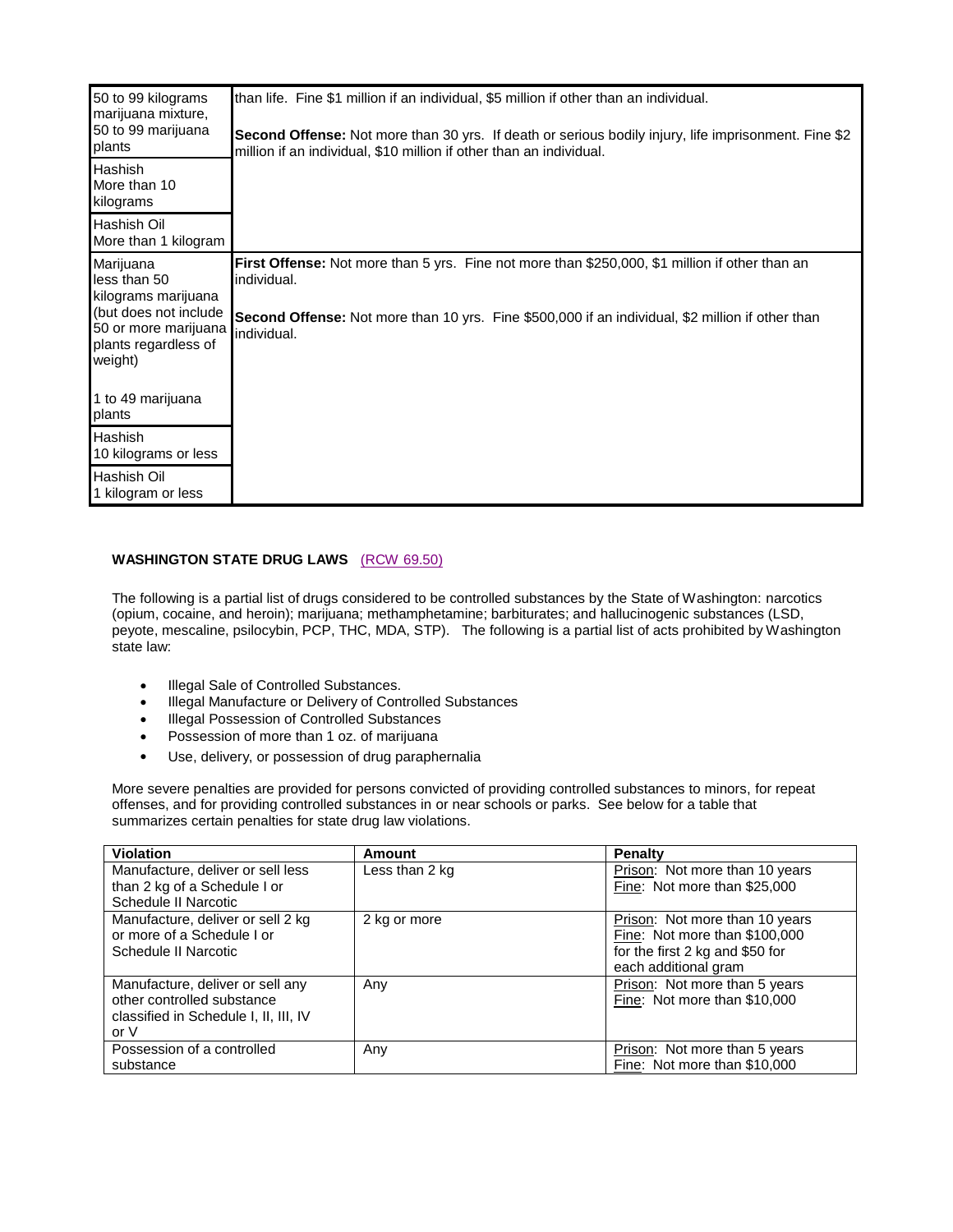| | |
|---|---|
| 50 to 99 kilograms marijuana mixture, 50 to 99 marijuana plants | than life. Fine $1 million if an individual, $5 million if other than an individual.<br><br>**Second Offense:** Not more than 30 yrs. If death or serious bodily injury, life imprisonment. Fine $2 million if an individual, $10 million if other than an individual. |
| Hashish More than 10 kilograms | |
| Hashish Oil More than 1 kilogram | |
| Marijuana less than 50 kilograms marijuana (but does not include 50 or more marijuana plants regardless of weight)<br><br>1 to 49 marijuana plants | **First Offense:** Not more than 5 yrs. Fine not more than $250,000, $1 million if other than an individual.<br><br>**Second Offense:** Not more than 10 yrs. Fine $500,000 if an individual, $2 million if other than individual. |
| Hashish 10 kilograms or less | |
| Hashish Oil 1 kilogram or less | |

**WASHINGTON STATE DRUG LAWS** (RCW 69.50)

The following is a partial list of drugs considered to be controlled substances by the State of Washington: narcotics (opium, cocaine, and heroin); marijuana; methamphetamine; barbiturates; and hallucinogenic substances (LSD, peyote, mescaline, psilocybin, PCP, THC, MDA, STP). The following is a partial list of acts prohibited by Washington state law:

- Illegal Sale of Controlled Substances.
- Illegal Manufacture or Delivery of Controlled Substances
- Illegal Possession of Controlled Substances
- Possession of more than 1 oz. of marijuana
- Use, delivery, or possession of drug paraphernalia

More severe penalties are provided for persons convicted of providing controlled substances to minors, for repeat offenses, and for providing controlled substances in or near schools or parks. See below for a table that summarizes certain penalties for state drug law violations.

| Violation | Amount | Penalty |
|---|---|---|
| Manufacture, deliver or sell less than 2 kg of a Schedule I or Schedule II Narcotic | Less than 2 kg | Prison: Not more than 10 years<br>Fine: Not more than $25,000 |
| Manufacture, deliver or sell 2 kg or more of a Schedule I or Schedule II Narcotic | 2 kg or more | Prison: Not more than 10 years<br>Fine: Not more than $100,000 for the first 2 kg and $50 for each additional gram |
| Manufacture, deliver or sell any other controlled substance classified in Schedule I, II, III, IV or V | Any | Prison: Not more than 5 years<br>Fine: Not more than $10,000 |
| Possession of a controlled substance | Any | Prison: Not more than 5 years<br>Fine: Not more than $10,000 |